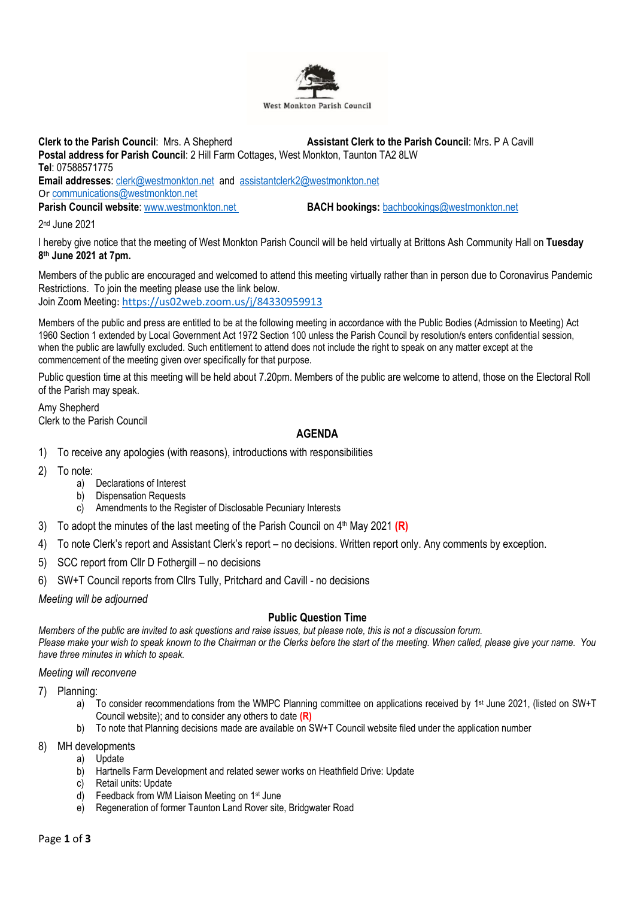West Monkton Parish Council

**Clerk to the Parish Council**: Mrs. A Shepherd **Assistant Clerk to the Parish Council**: Mrs. P A Cavill
**Postal address for Parish Council**: 2 Hill Farm Cottages, West Monkton, Taunton TA2 8LW
**Tel**: 07588571775
**Email addresses**: clerk@westmonkton.net and assistantclerk2@westmonkton.net
Or communications@westmonkton.net
**Parish Council website**: www.westmonkton.net **BACH bookings:** bachbookings@westmonkton.net

2nd June 2021

I hereby give notice that the meeting of West Monkton Parish Council will be held virtually at Brittons Ash Community Hall on **Tuesday 8th June 2021 at 7pm.**

Members of the public are encouraged and welcomed to attend this meeting virtually rather than in person due to Coronavirus Pandemic Restrictions. To join the meeting please use the link below.
Join Zoom Meeting: https://us02web.zoom.us/j/84330959913

Members of the public and press are entitled to be at the following meeting in accordance with the Public Bodies (Admission to Meeting) Act 1960 Section 1 extended by Local Government Act 1972 Section 100 unless the Parish Council by resolution/s enters confidential session, when the public are lawfully excluded. Such entitlement to attend does not include the right to speak on any matter except at the commencement of the meeting given over specifically for that purpose.

Public question time at this meeting will be held about 7.20pm. Members of the public are welcome to attend, those on the Electoral Roll of the Parish may speak.

Amy Shepherd
Clerk to the Parish Council

## AGENDA

1) To receive any apologies (with reasons), introductions with responsibilities
2) To note:
   a) Declarations of Interest
   b) Dispensation Requests
   c) Amendments to the Register of Disclosable Pecuniary Interests
3) To adopt the minutes of the last meeting of the Parish Council on 4th May 2021 **(R)**
4) To note Clerk's report and Assistant Clerk's report – no decisions. Written report only. Any comments by exception.
5) SCC report from Cllr D Fothergill – no decisions
6) SW+T Council reports from Cllrs Tully, Pritchard and Cavill - no decisions

*Meeting will be adjourned*

### Public Question Time

*Members of the public are invited to ask questions and raise issues, but please note, this is not a discussion forum.*
*Please make your wish to speak known to the Chairman or the Clerks before the start of the meeting. When called, please give your name. You have three minutes in which to speak.*

*Meeting will reconvene*

7) Planning:
   a) To consider recommendations from the WMPC Planning committee on applications received by 1st June 2021, (listed on SW+T Council website); and to consider any others to date **(R)**
   b) To note that Planning decisions made are available on SW+T Council website filed under the application number
8) MH developments
   a) Update
   b) Hartnells Farm Development and related sewer works on Heathfield Drive: Update
   c) Retail units: Update
   d) Feedback from WM Liaison Meeting on 1st June
   e) Regeneration of former Taunton Land Rover site, Bridgwater Road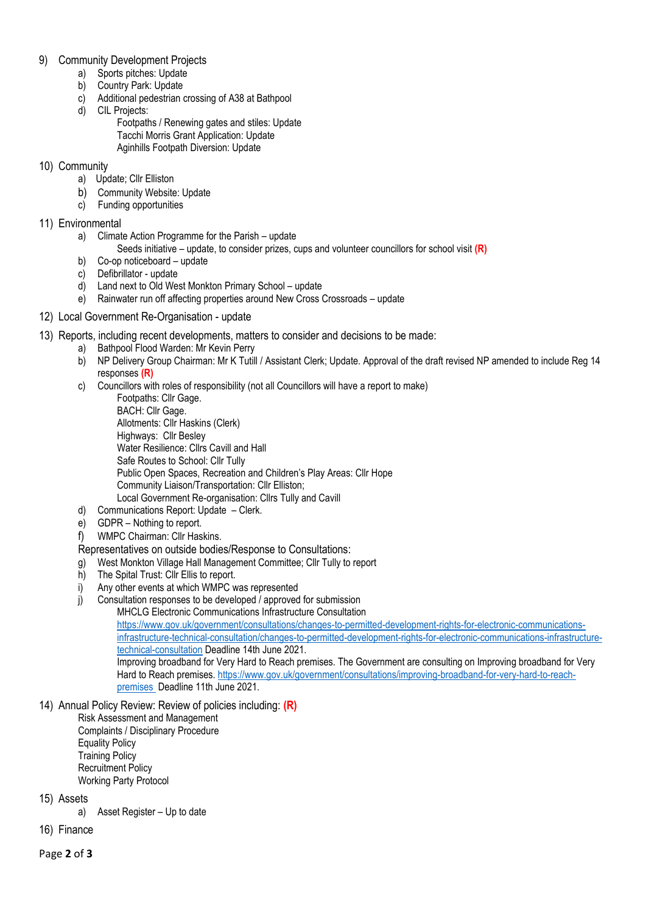9) Community Development Projects
   a) Sports pitches: Update
   b) Country Park: Update
   c) Additional pedestrian crossing of A38 at Bathpool
   d) CIL Projects:
      Footpaths / Renewing gates and stiles: Update
      Tacchi Morris Grant Application: Update
      Aginhills Footpath Diversion: Update

10) Community
   a) Update; Cllr Elliston
   b) Community Website: Update
   c) Funding opportunities

11) Environmental
   a) Climate Action Programme for the Parish – update
      Seeds initiative – update, to consider prizes, cups and volunteer councillors for school visit **(R)**
   b) Co-op noticeboard – update
   c) Defibrillator - update
   d) Land next to Old West Monkton Primary School – update
   e) Rainwater run off affecting properties around New Cross Crossroads – update

12) Local Government Re-Organisation - update

13) Reports, including recent developments, matters to consider and decisions to be made:
   a) Bathpool Flood Warden: Mr Kevin Perry
   b) NP Delivery Group Chairman: Mr K Tutill / Assistant Clerk; Update. Approval of the draft revised NP amended to include Reg 14 responses **(R)**
   c) Councillors with roles of responsibility (not all Councillors will have a report to make)
      Footpaths: Cllr Gage.
      BACH: Cllr Gage.
      Allotments: Cllr Haskins (Clerk)
      Highways: Cllr Besley
      Water Resilience: Cllrs Cavill and Hall
      Safe Routes to School: Cllr Tully
      Public Open Spaces, Recreation and Children's Play Areas: Cllr Hope
      Community Liaison/Transportation: Cllr Elliston;
      Local Government Re-organisation: Cllrs Tully and Cavill
   d) Communications Report: Update – Clerk.
   e) GDPR – Nothing to report.
   f) WMPC Chairman: Cllr Haskins.

   Representatives on outside bodies/Response to Consultations:
   g) West Monkton Village Hall Management Committee; Cllr Tully to report
   h) The Spital Trust: Cllr Ellis to report.
   i) Any other events at which WMPC was represented
   j) Consultation responses to be developed / approved for submission
      MHCLG Electronic Communications Infrastructure Consultation
      https://www.gov.uk/government/consultations/changes-to-permitted-development-rights-for-electronic-communications-infrastructure-technical-consultation/changes-to-permitted-development-rights-for-electronic-communications-infrastructure-technical-consultation Deadline 14th June 2021.
      Improving broadband for Very Hard to Reach premises. The Government are consulting on Improving broadband for Very Hard to Reach premises. https://www.gov.uk/government/consultations/improving-broadband-for-very-hard-to-reach-premises Deadline 11th June 2021.

14) Annual Policy Review: Review of policies including: **(R)**
   Risk Assessment and Management
   Complaints / Disciplinary Procedure
   Equality Policy
   Training Policy
   Recruitment Policy
   Working Party Protocol

15) Assets
   a) Asset Register – Up to date

16) Finance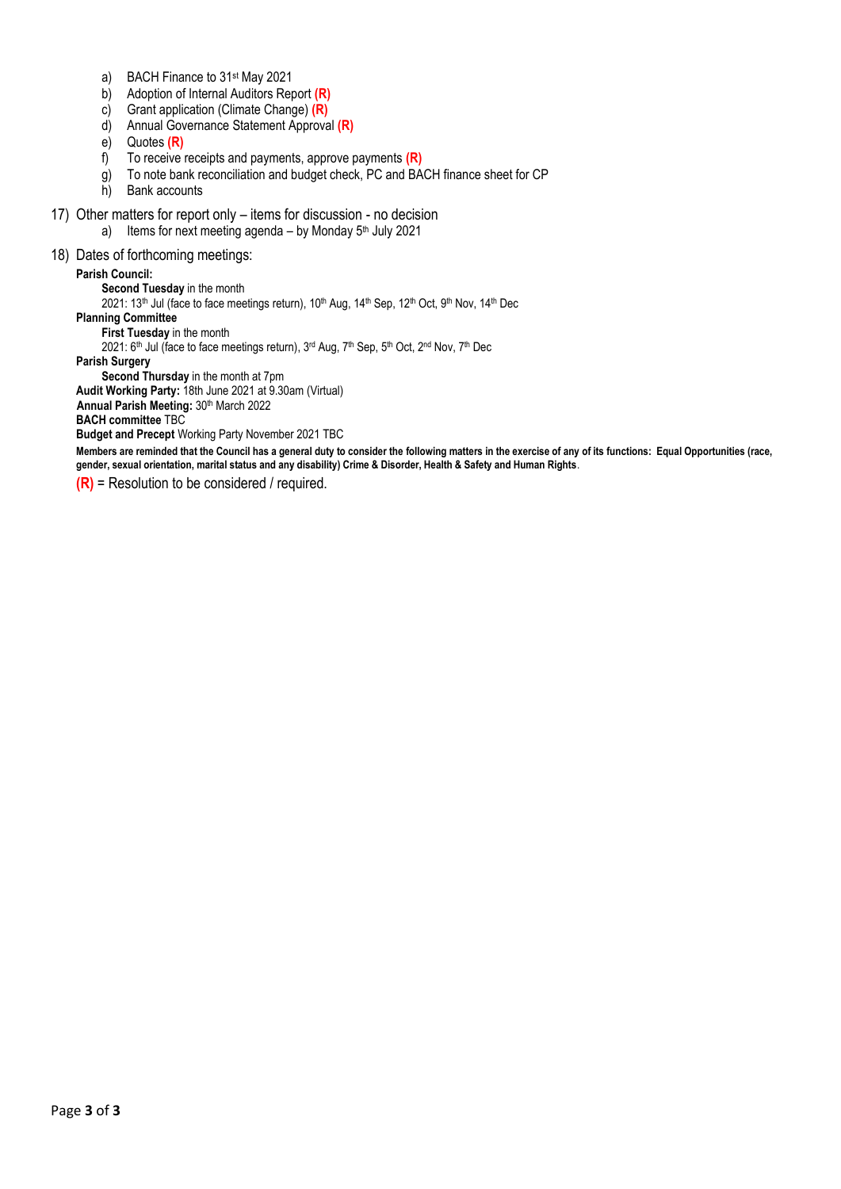a) BACH Finance to 31st May 2021
b) Adoption of Internal Auditors Report **(R)**
c) Grant application (Climate Change) **(R)**
d) Annual Governance Statement Approval **(R)**
e) Quotes **(R)**
f) To receive receipts and payments, approve payments **(R)**
g) To note bank reconciliation and budget check, PC and BACH finance sheet for CP
h) Bank accounts

17) Other matters for report only – items for discussion - no decision
    a) Items for next meeting agenda – by Monday 5th July 2021

18) Dates of forthcoming meetings:

**Parish Council:**
**Second Tuesday** in the month
2021: 13th Jul (face to face meetings return), 10th Aug, 14th Sep, 12th Oct, 9th Nov, 14th Dec

**Planning Committee**
**First Tuesday** in the month
2021: 6th Jul (face to face meetings return), 3rd Aug, 7th Sep, 5th Oct, 2nd Nov, 7th Dec

**Parish Surgery**
**Second Thursday** in the month at 7pm

**Audit Working Party:** 18th June 2021 at 9.30am (Virtual)

**Annual Parish Meeting:** 30th March 2022

**BACH committee** TBC

**Budget and Precept** Working Party November 2021 TBC

**Members are reminded that the Council has a general duty to consider the following matters in the exercise of any of its functions: Equal Opportunities (race, gender, sexual orientation, marital status and any disability) Crime & Disorder, Health & Safety and Human Rights**.

**(R)** = Resolution to be considered / required.